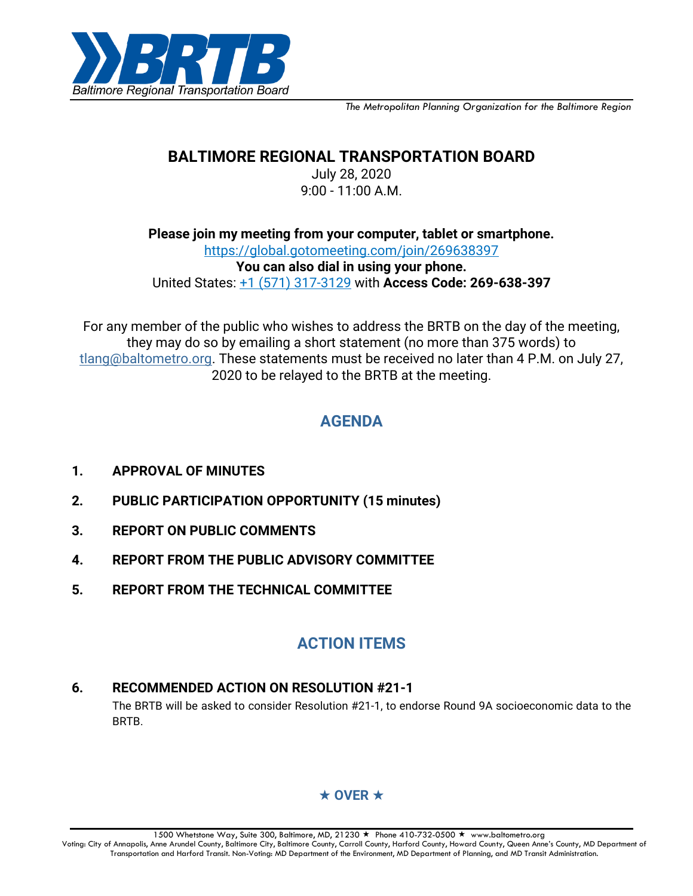# BALTIMORE REGIONAL TRANSPORTATION BOARD

July 28, 2020
9:00 - 11:00 A.M.

**Please join my meeting from your computer, tablet or smartphone.**
https://global.gotomeeting.com/join/269638397
**You can also dial in using your phone.**
United States: +1 (571) 317-3129 with **Access Code: 269-638-397**

For any member of the public who wishes to address the BRTB on the day of the meeting, they may do so by emailing a short statement (no more than 375 words) to tlang@baltometro.org. These statements must be received no later than 4 P.M. on July 27, 2020 to be relayed to the BRTB at the meeting.

## AGENDA

1. **APPROVAL OF MINUTES**
2. **PUBLIC PARTICIPATION OPPORTUNITY (15 minutes)**
3. **REPORT ON PUBLIC COMMENTS**
4. **REPORT FROM THE PUBLIC ADVISORY COMMITTEE**
5. **REPORT FROM THE TECHNICAL COMMITTEE**

## ACTION ITEMS

6. **RECOMMENDED ACTION ON RESOLUTION #21-1**

   The BRTB will be asked to consider Resolution #21-1, to endorse Round 9A socioeconomic data to the BRTB.

★ OVER ★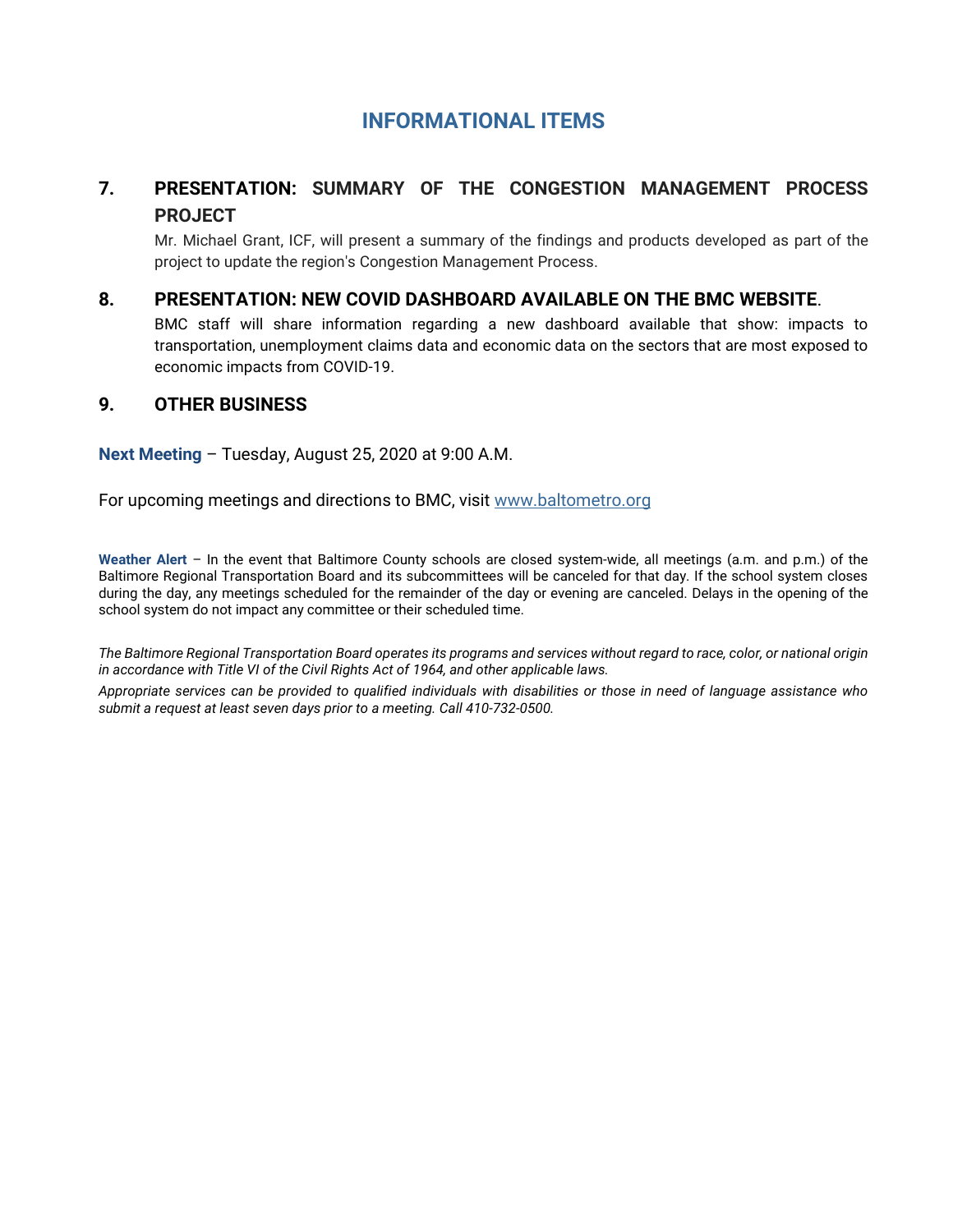## INFORMATIONAL ITEMS

### 7. PRESENTATION: SUMMARY OF THE CONGESTION MANAGEMENT PROCESS PROJECT

Mr. Michael Grant, ICF, will present a summary of the findings and products developed as part of the project to update the region's Congestion Management Process.

### 8. PRESENTATION: NEW COVID DASHBOARD AVAILABLE ON THE BMC WEBSITE.

BMC staff will share information regarding a new dashboard available that show: impacts to transportation, unemployment claims data and economic data on the sectors that are most exposed to economic impacts from COVID-19.

### 9. OTHER BUSINESS

**Next Meeting** – Tuesday, August 25, 2020 at 9:00 A.M.

For upcoming meetings and directions to BMC, visit [www.baltometro.org](http://www.baltometro.org)

**Weather Alert** – In the event that Baltimore County schools are closed system-wide, all meetings (a.m. and p.m.) of the Baltimore Regional Transportation Board and its subcommittees will be canceled for that day. If the school system closes during the day, any meetings scheduled for the remainder of the day or evening are canceled. Delays in the opening of the school system do not impact any committee or their scheduled time.

*The Baltimore Regional Transportation Board operates its programs and services without regard to race, color, or national origin in accordance with Title VI of the Civil Rights Act of 1964, and other applicable laws.*

*Appropriate services can be provided to qualified individuals with disabilities or those in need of language assistance who submit a request at least seven days prior to a meeting. Call 410-732-0500.*